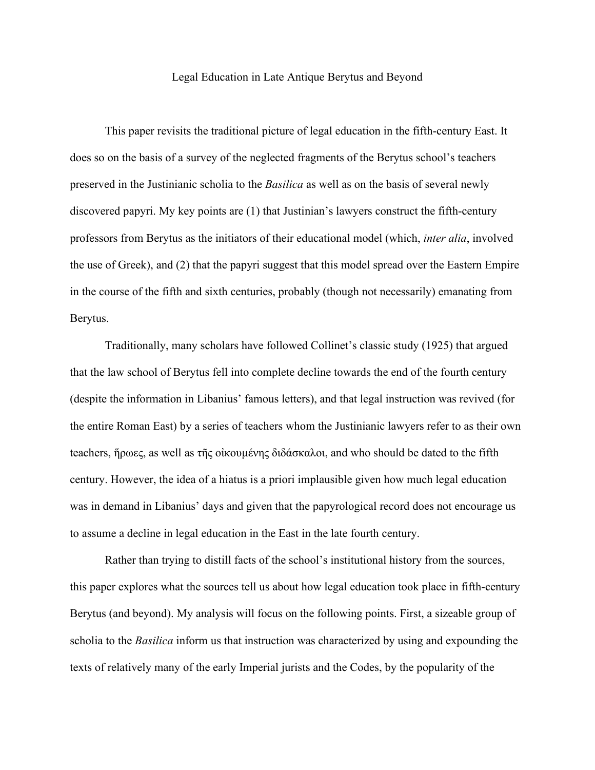# Legal Education in Late Antique Berytus and Beyond

This paper revisits the traditional picture of legal education in the fifth-century East. It does so on the basis of a survey of the neglected fragments of the Berytus school's teachers preserved in the Justinianic scholia to the *Basilica* as well as on the basis of several newly discovered papyri. My key points are (1) that Justinian's lawyers construct the fifth-century professors from Berytus as the initiators of their educational model (which, *inter alia*, involved the use of Greek), and (2) that the papyri suggest that this model spread over the Eastern Empire in the course of the fifth and sixth centuries, probably (though not necessarily) emanating from Berytus.

Traditionally, many scholars have followed Collinet's classic study (1925) that argued that the law school of Berytus fell into complete decline towards the end of the fourth century (despite the information in Libanius' famous letters), and that legal instruction was revived (for the entire Roman East) by a series of teachers whom the Justinianic lawyers refer to as their own teachers, ἥρωες, as well as τῆς οἰκουμένης διδάσκαλοι, and who should be dated to the fifth century. However, the idea of a hiatus is a priori implausible given how much legal education was in demand in Libanius' days and given that the papyrological record does not encourage us to assume a decline in legal education in the East in the late fourth century.

Rather than trying to distill facts of the school's institutional history from the sources, this paper explores what the sources tell us about how legal education took place in fifth-century Berytus (and beyond). My analysis will focus on the following points. First, a sizeable group of scholia to the *Basilica* inform us that instruction was characterized by using and expounding the texts of relatively many of the early Imperial jurists and the Codes, by the popularity of the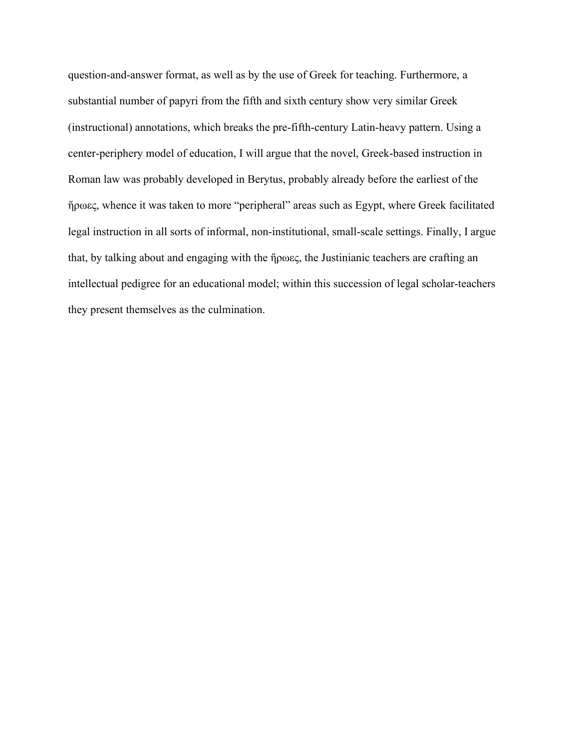question-and-answer format, as well as by the use of Greek for teaching. Furthermore, a substantial number of papyri from the fifth and sixth century show very similar Greek (instructional) annotations, which breaks the pre-fifth-century Latin-heavy pattern. Using a center-periphery model of education, I will argue that the novel, Greek-based instruction in Roman law was probably developed in Berytus, probably already before the earliest of the ἥρωες, whence it was taken to more "peripheral" areas such as Egypt, where Greek facilitated legal instruction in all sorts of informal, non-institutional, small-scale settings. Finally, I argue that, by talking about and engaging with the ἥρωες, the Justinianic teachers are crafting an intellectual pedigree for an educational model; within this succession of legal scholar-teachers they present themselves as the culmination.